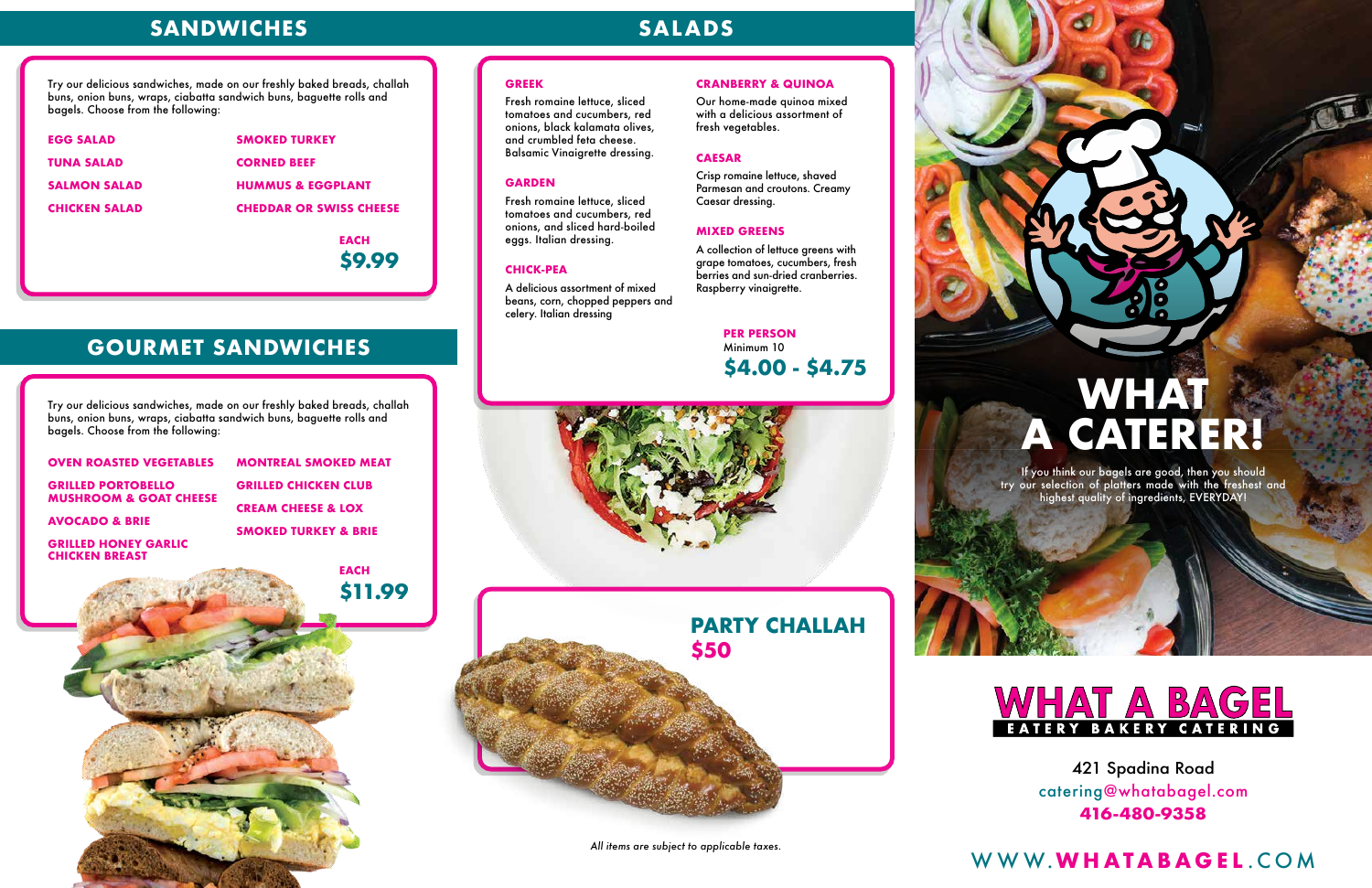## SANDWICHES

Try our delicious sandwiches, made on our freshly baked breads, challah buns, onion buns, wraps, ciabatta sandwich buns, baguette rolls and bagels. Choose from the following:

- **EGG SALAD**
- **TUNA SALAD**
- **SALMON SALAD**
- **CHICKEN SALAD**
- **SMOKED TURKEY**
- **CORNED BEEF**
- **HUMMUS & EGGPLANT**
- **CHEDDAR OR SWISS CHEESE**

**EACH**
**$9.99**

## GOURMET SANDWICHES

Try our delicious sandwiches, made on our freshly baked breads, challah buns, onion buns, wraps, ciabatta sandwich buns, baguette rolls and bagels. Choose from the following:

- **OVEN ROASTED VEGETABLES**
- **GRILLED PORTOBELLO MUSHROOM & GOAT CHEESE**
- **AVOCADO & BRIE**
- **GRILLED HONEY GARLIC CHICKEN BREAST**
- **MONTREAL SMOKED MEAT**
- **GRILLED CHICKEN CLUB**
- **CREAM CHEESE & LOX**
- **SMOKED TURKEY & BRIE**

**EACH**
**$11.99**

## SALADS

### GREEK

Fresh romaine lettuce, sliced tomatoes and cucumbers, red onions, black kalamata olives, and crumbled feta cheese. Balsamic Vinaigrette dressing.

### GARDEN

Fresh romaine lettuce, sliced tomatoes and cucumbers, red onions, and sliced hard-boiled eggs. Italian dressing.

### CHICK-PEA

A delicious assortment of mixed beans, corn, chopped peppers and celery. Italian dressing

### CRANBERRY & QUINOA

Our home-made quinoa mixed with a delicious assortment of fresh vegetables.

### CAESAR

Crisp romaine lettuce, shaved Parmesan and croutons. Creamy Caesar dressing.

### MIXED GREENS

A collection of lettuce greens with grape tomatoes, cucumbers, fresh berries and sun-dried cranberries. Raspberry vinaigrette.

**PER PERSON**
Minimum 10
**$4.00 - $4.75**

## PARTY CHALLAH
**$50**

*All items are subject to applicable taxes.*

# WHAT A CATERER!

If you think our bagels are good, then you should try our selection of platters made with the freshest and highest quality of ingredients, EVERYDAY!

**WHAT A BAGEL**
EATERY BAKERY CATERING

421 Spadina Road
catering@whatabagel.com
**416-480-9358**

WWW.**WHATABAGEL**.COM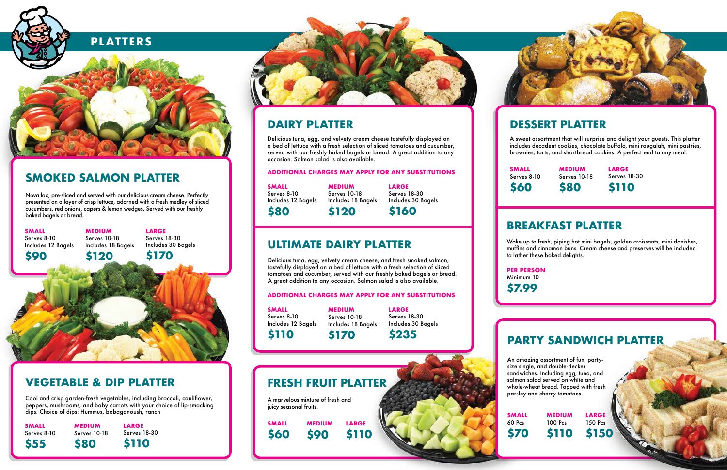# PLATTERS

## SMOKED SALMON PLATTER

Nova lox, pre-sliced and served with our delicious cream cheese. Perfectly presented on a layer of crisp lettuce, adorned with a fresh medley of sliced cucumbers, red onions, capers & lemon wedges. Served with our freshly baked bagels or bread.

| SMALL | MEDIUM | LARGE |
|---|---|---|
| Serves 8-10<br>Includes 12 Bagels | Serves 10-18<br>Includes 18 Bagels | Serves 18-30<br>Includes 30 Bagels |
| **$90** | **$120** | **$170** |

## VEGETABLE & DIP PLATTER

Cool and crisp garden-fresh vegetables, including broccoli, cauliflower, peppers, mushrooms, and baby carrots with your choice of lip-smacking dips. Choice of dips: Hummus, babaganoush, ranch

| SMALL | MEDIUM | LARGE |
|---|---|---|
| Serves 8-10 | Serves 10-18 | Serves 18-30 |
| **$55** | **$80** | **$110** |

## DAIRY PLATTER

Delicious tuna, egg, and velvety cream cheese tastefully displayed on a bed of lettuce with a fresh selection of sliced tomatoes and cucumber, served with our freshly baked bagels or bread. A great addition to any occasion. Salmon salad is also available.

**ADDITIONAL CHARGES MAY APPLY FOR ANY SUBSTITUTIONS**

| SMALL | MEDIUM | LARGE |
|---|---|---|
| Serves 8-10<br>Includes 12 Bagels | Serves 10-18<br>Includes 18 Bagels | Serves 18-30<br>Includes 30 Bagels |
| **$80** | **$120** | **$160** |

## ULTIMATE DAIRY PLATTER

Delicious tuna, egg, velvety cream cheese, and fresh smoked salmon, tastefully displayed on a bed of lettuce with a fresh selection of sliced tomatoes and cucumber, served with our freshly baked bagels or bread. A great addition to any occasion. Salmon salad is also available.

**ADDITIONAL CHARGES MAY APPLY FOR ANY SUBSTITUTIONS**

| SMALL | MEDIUM | LARGE |
|---|---|---|
| Serves 8-10<br>Includes 12 Bagels | Serves 10-18<br>Includes 18 Bagels | Serves 18-30<br>Includes 30 Bagels |
| **$110** | **$170** | **$235** |

## FRESH FRUIT PLATTER

A marvelous mixture of fresh and juicy seasonal fruits.

| SMALL | MEDIUM | LARGE |
|---|---|---|
| **$60** | **$90** | **$110** |

## DESSERT PLATTER

A sweet assortment that will surprise and delight your guests. This platter includes decadent cookies, chocolate buffalo, mini rougalah, mini pastries, brownies, tarts, and shortbread cookies. A perfect end to any meal.

| SMALL | MEDIUM | LARGE |
|---|---|---|
| Serves 8-10 | Serves 10-18 | Serves 18-30 |
| **$60** | **$80** | **$110** |

## BREAKFAST PLATTER

Wake up to fresh, piping hot mini bagels, golden croissants, mini danishes, muffins and cinnamon buns. Cream cheese and preserves will be included to lather these baked delights.

**PER PERSON**
Minimum 10
**$7.99**

## PARTY SANDWICH PLATTER

An amazing assortment of fun, party-size single, and double-decker sandwiches. Including egg, tuna, and salmon salad served on white and whole-wheat bread. Topped with fresh parsley and cherry tomatoes.

| SMALL | MEDIUM | LARGE |
|---|---|---|
| 60 Pcs | 100 Pcs | 150 Pcs |
| **$70** | **$110** | **$150** |